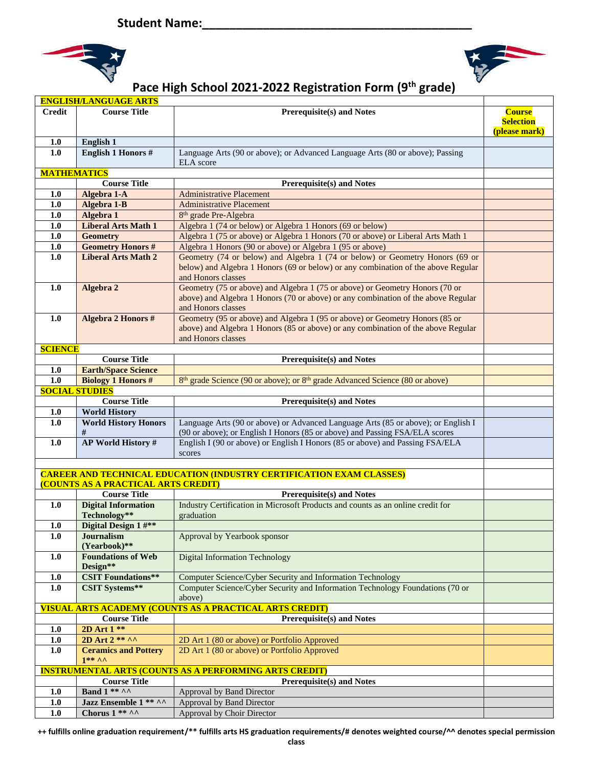Student Name:________________________________________

# Pace High School 2021-2022 Registration Form (9th grade)

| Credit | Course Title | Prerequisite(s) and Notes | Course Selection (please mark) |
|---|---|---|---|
| **ENGLISH/LANGUAGE ARTS** | | | |
| 1.0 | **English 1** | | |
| 1.0 | **English 1 Honors #** | Language Arts (90 or above); or Advanced Language Arts (80 or above); Passing ELA score | |
| **MATHEMATICS** | | | |
| | **Course Title** | **Prerequisite(s) and Notes** | |
| 1.0 | **Algebra 1-A** | Administrative Placement | |
| 1.0 | **Algebra 1-B** | Administrative Placement | |
| 1.0 | **Algebra 1** | 8th grade Pre-Algebra | |
| 1.0 | **Liberal Arts Math 1** | Algebra 1 (74 or below) or Algebra 1 Honors (69 or below) | |
| 1.0 | **Geometry** | Algebra 1 (75 or above) or Algebra 1 Honors (70 or above) or Liberal Arts Math 1 | |
| 1.0 | **Geometry Honors #** | Algebra 1 Honors (90 or above) or Algebra 1 (95 or above) | |
| 1.0 | **Liberal Arts Math 2** | Geometry (74 or below) and Algebra 1 (74 or below) or Geometry Honors (69 or below) and Algebra 1 Honors (69 or below) or any combination of the above Regular and Honors classes | |
| 1.0 | **Algebra 2** | Geometry (75 or above) and Algebra 1 (75 or above) or Geometry Honors (70 or above) and Algebra 1 Honors (70 or above) or any combination of the above Regular and Honors classes | |
| 1.0 | **Algebra 2 Honors #** | Geometry (95 or above) and Algebra 1 (95 or above) or Geometry Honors (85 or above) and Algebra 1 Honors (85 or above) or any combination of the above Regular and Honors classes | |
| **SCIENCE** | | | |
| | **Course Title** | **Prerequisite(s) and Notes** | |
| 1.0 | **Earth/Space Science** | | |
| 1.0 | **Biology 1 Honors #** | 8th grade Science (90 or above); or 8th grade Advanced Science (80 or above) | |
| **SOCIAL STUDIES** | | | |
| | **Course Title** | **Prerequisite(s) and Notes** | |
| 1.0 | **World History** | | |
| 1.0 | **World History Honors #** | Language Arts (90 or above) or Advanced Language Arts (85 or above); or English I (90 or above); or English I Honors (85 or above) and Passing FSA/ELA scores | |
| 1.0 | **AP World History #** | English I (90 or above) or English I Honors (85 or above) and Passing FSA/ELA scores | |
| | | | |
| **CAREER AND TECHNICAL EDUCATION (INDUSTRY CERTIFICATION EXAM CLASSES) (COUNTS AS A PRACTICAL ARTS CREDIT)** | | | |
| | **Course Title** | **Prerequisite(s) and Notes** | |
| 1.0 | **Digital Information Technology**** | Industry Certification in Microsoft Products and counts as an online credit for graduation | |
| 1.0 | **Digital Design 1 #**** | | |
| 1.0 | **Journalism (Yearbook)**** | Approval by Yearbook sponsor | |
| 1.0 | **Foundations of Web Design**** | Digital Information Technology | |
| 1.0 | **CSIT Foundations**** | Computer Science/Cyber Security and Information Technology | |
| 1.0 | **CSIT Systems**** | Computer Science/Cyber Security and Information Technology Foundations (70 or above) | |
| **VISUAL ARTS ACADEMY (COUNTS AS A PRACTICAL ARTS CREDIT)** | | | |
| | **Course Title** | **Prerequisite(s) and Notes** | |
| 1.0 | **2D Art 1 **** | | |
| 1.0 | **2D Art 2 ** ^^** | 2D Art 1 (80 or above) or Portfolio Approved | |
| 1.0 | **Ceramics and Pottery 1** ^^** | 2D Art 1 (80 or above) or Portfolio Approved | |
| **INSTRUMENTAL ARTS (COUNTS AS A PERFORMING ARTS CREDIT)** | | | |
| | **Course Title** | **Prerequisite(s) and Notes** | |
| 1.0 | **Band 1 ** ^^** | Approval by Band Director | |
| 1.0 | **Jazz Ensemble 1 ** ^^** | Approval by Band Director | |
| 1.0 | **Chorus 1 ** ^^** | Approval by Choir Director | |

**++ fulfills online graduation requirement/** fulfills arts HS graduation requirements/# denotes weighted course/^^ denotes special permission class**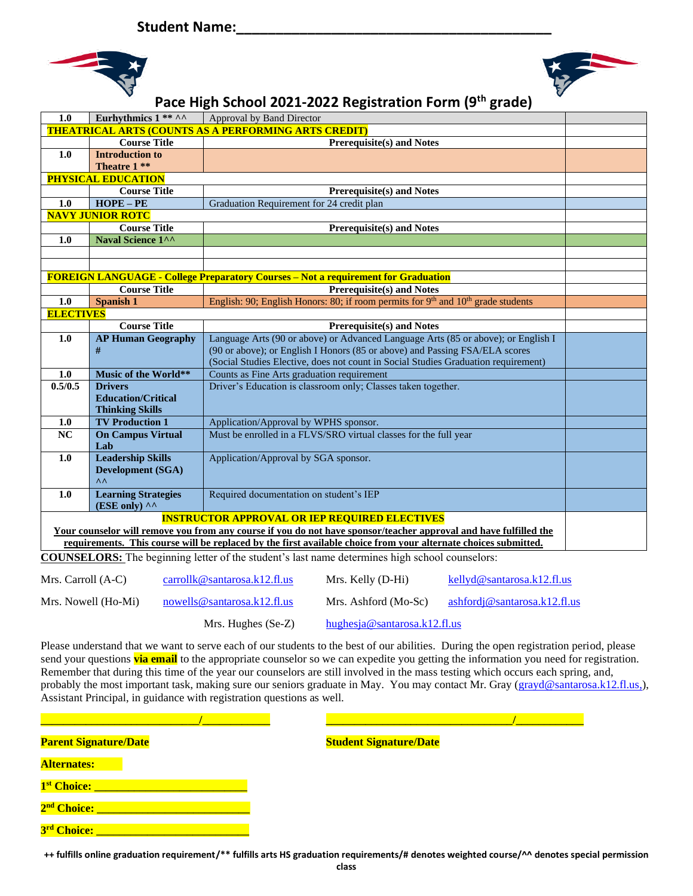**Student Name:\_\_\_\_\_\_\_\_\_\_\_\_\_\_\_\_\_\_\_\_\_\_\_\_\_\_\_\_\_\_\_\_\_\_\_\_\_\_\_\_\_**

# Pace High School 2021-2022 Registration Form (9th grade)

| | | | |
|---|---|---|---|
| 1.0 | **Eurhythmics 1 \*\* ^^** | Approval by Band Director | |
| **THEATRICAL ARTS (COUNTS AS A PERFORMING ARTS CREDIT)** | | | |
| | **Course Title** | **Prerequisite(s) and Notes** | |
| 1.0 | **Introduction to Theatre 1 \*\*** | | |
| **PHYSICAL EDUCATION** | | | |
| | **Course Title** | **Prerequisite(s) and Notes** | |
| 1.0 | **HOPE – PE** | Graduation Requirement for 24 credit plan | |
| **NAVY JUNIOR ROTC** | | | |
| | **Course Title** | **Prerequisite(s) and Notes** | |
| 1.0 | **Naval Science 1^^** | | |
| | | | |
| | | | |
| **FOREIGN LANGUAGE - College Preparatory Courses – Not a requirement for Graduation** | | | |
| | **Course Title** | **Prerequisite(s) and Notes** | |
| 1.0 | **Spanish 1** | English: 90; English Honors: 80; if room permits for 9th and 10th grade students | |
| **ELECTIVES** | | | |
| | **Course Title** | **Prerequisite(s) and Notes** | |
| 1.0 | **AP Human Geography #** | Language Arts (90 or above) or Advanced Language Arts (85 or above); or English I (90 or above); or English I Honors (85 or above) and Passing FSA/ELA scores (Social Studies Elective, does not count in Social Studies Graduation requirement) | |
| 1.0 | **Music of the World\*\*** | Counts as Fine Arts graduation requirement | |
| 0.5/0.5 | **Drivers Education/Critical Thinking Skills** | Driver's Education is classroom only; Classes taken together. | |
| 1.0 | **TV Production 1** | Application/Approval by WPHS sponsor. | |
| NC | **On Campus Virtual Lab** | Must be enrolled in a FLVS/SRO virtual classes for the full year | |
| 1.0 | **Leadership Skills Development (SGA) ^^** | Application/Approval by SGA sponsor. | |
| 1.0 | **Learning Strategies (ESE only) ^^** | Required documentation on student's IEP | |
| **INSTRUCTOR APPROVAL OR IEP REQUIRED ELECTIVES** **Your counselor will remove you from any course if you do not have sponsor/teacher approval and have fulfilled the requirements. This course will be replaced by the first available choice from your alternate choices submitted.** | | | |

**COUNSELORS:** The beginning letter of the student's last name determines high school counselors:

| | | | |
|---|---|---|---|
| Mrs. Carroll (A-C) | carrollk@santarosa.k12.fl.us | Mrs. Kelly (D-Hi) | kellyd@santarosa.k12.fl.us |
| Mrs. Nowell (Ho-Mi) | nowells@santarosa.k12.fl.us | Mrs. Ashford (Mo-Sc) | ashfordj@santarosa.k12.fl.us |
| | | Mrs. Hughes (Se-Z) | hughesja@santarosa.k12.fl.us |

Please understand that we want to serve each of our students to the best of our abilities. During the open registration period, please send your questions **via email** to the appropriate counselor so we can expedite you getting the information you need for registration. Remember that during this time of the year our counselors are still involved in the mass testing which occurs each spring, and, probably the most important task, making sure our seniors graduate in May. You may contact Mr. Gray (grayd@santarosa.k12.fl.us,), Assistant Principal, in guidance with registration questions as well.

\_\_\_\_\_\_\_\_\_\_\_\_\_\_\_\_\_\_\_\_\_\_\_\_\_\_\_\_/\_\_\_\_\_\_\_\_\_\_\_\_ &nbsp;&nbsp;&nbsp;&nbsp; \_\_\_\_\_\_\_\_\_\_\_\_\_\_\_\_\_\_\_\_\_\_\_\_\_\_\_\_\_\_\_\_\_/\_\_\_\_\_\_\_\_\_\_\_\_

**Parent Signature/Date** &nbsp;&nbsp;&nbsp;&nbsp; **Student Signature/Date**

**Alternates:**

**1st Choice: \_\_\_\_\_\_\_\_\_\_\_\_\_\_\_\_\_\_\_\_\_\_\_\_\_\_\_**

**2nd Choice: \_\_\_\_\_\_\_\_\_\_\_\_\_\_\_\_\_\_\_\_\_\_\_\_\_\_\_**

**3rd Choice: \_\_\_\_\_\_\_\_\_\_\_\_\_\_\_\_\_\_\_\_\_\_\_\_\_\_\_**

**++ fulfills online graduation requirement/\*\* fulfills arts HS graduation requirements/# denotes weighted course/^^ denotes special permission class**